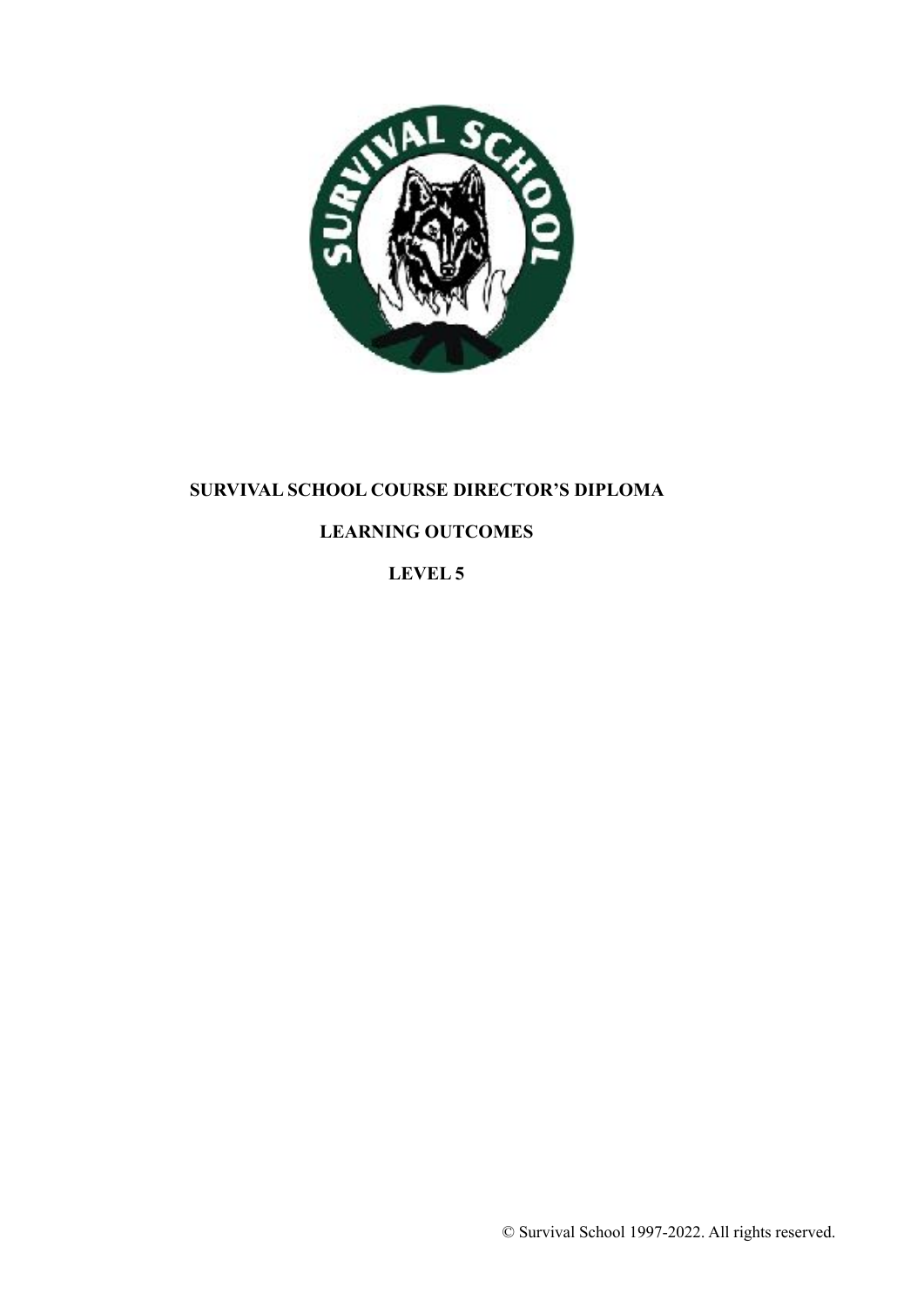# SURVIVAL SCHOOL COURSE DIRECTOR'S DIPLOMA

## LEARNING OUTCOMES

## LEVEL 5

© Survival School 1997-2022. All rights reserved.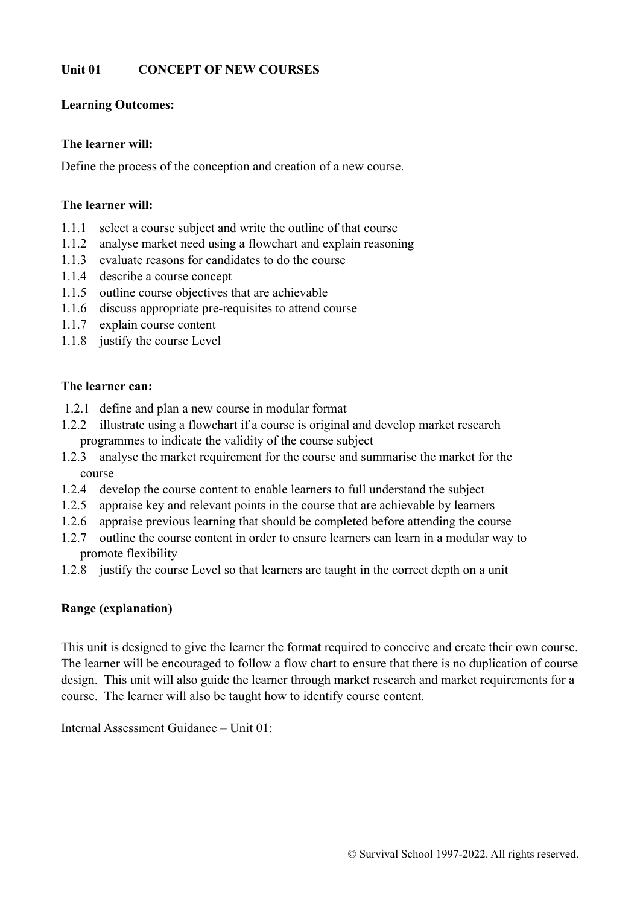## Unit 01 CONCEPT OF NEW COURSES

**Learning Outcomes:**

**The learner will:**

Define the process of the conception and creation of a new course.

**The learner will:**

1.1.1 select a course subject and write the outline of that course
1.1.2 analyse market need using a flowchart and explain reasoning
1.1.3 evaluate reasons for candidates to do the course
1.1.4 describe a course concept
1.1.5 outline course objectives that are achievable
1.1.6 discuss appropriate pre-requisites to attend course
1.1.7 explain course content
1.1.8 justify the course Level

**The learner can:**

1.2.1 define and plan a new course in modular format
1.2.2 illustrate using a flowchart if a course is original and develop market research programmes to indicate the validity of the course subject
1.2.3 analyse the market requirement for the course and summarise the market for the course
1.2.4 develop the course content to enable learners to full understand the subject
1.2.5 appraise key and relevant points in the course that are achievable by learners
1.2.6 appraise previous learning that should be completed before attending the course
1.2.7 outline the course content in order to ensure learners can learn in a modular way to promote flexibility
1.2.8 justify the course Level so that learners are taught in the correct depth on a unit

**Range (explanation)**

This unit is designed to give the learner the format required to conceive and create their own course. The learner will be encouraged to follow a flow chart to ensure that there is no duplication of course design. This unit will also guide the learner through market research and market requirements for a course. The learner will also be taught how to identify course content.

Internal Assessment Guidance – Unit 01: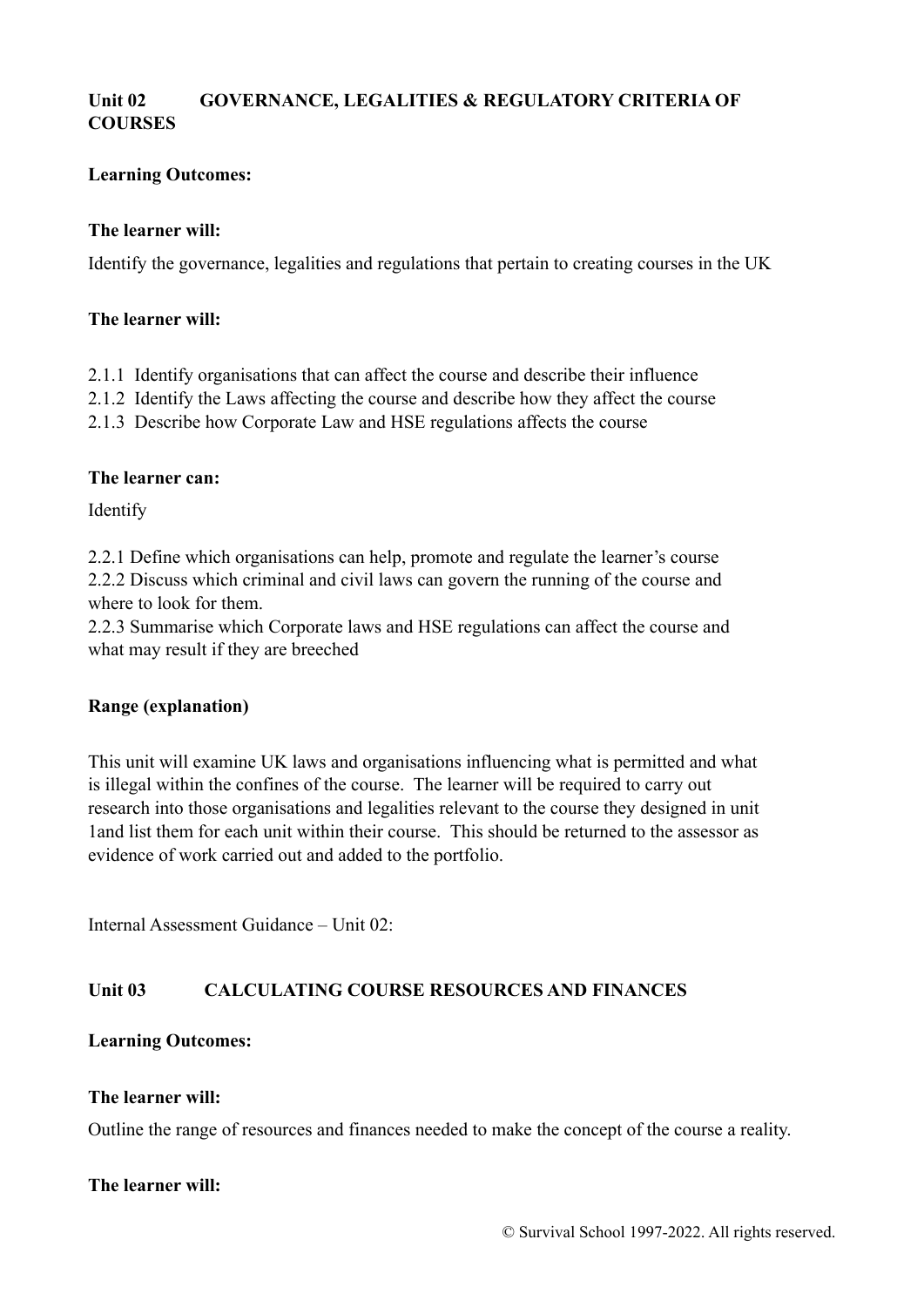## Unit 02 GOVERNANCE, LEGALITIES & REGULATORY CRITERIA OF COURSES

**Learning Outcomes:**

**The learner will:**

Identify the governance, legalities and regulations that pertain to creating courses in the UK

**The learner will:**

2.1.1 Identify organisations that can affect the course and describe their influence
2.1.2 Identify the Laws affecting the course and describe how they affect the course
2.1.3 Describe how Corporate Law and HSE regulations affects the course

**The learner can:**

Identify

2.2.1 Define which organisations can help, promote and regulate the learner's course
2.2.2 Discuss which criminal and civil laws can govern the running of the course and where to look for them.
2.2.3 Summarise which Corporate laws and HSE regulations can affect the course and what may result if they are breeched

**Range (explanation)**

This unit will examine UK laws and organisations influencing what is permitted and what is illegal within the confines of the course. The learner will be required to carry out research into those organisations and legalities relevant to the course they designed in unit 1and list them for each unit within their course. This should be returned to the assessor as evidence of work carried out and added to the portfolio.

Internal Assessment Guidance – Unit 02:

## Unit 03 CALCULATING COURSE RESOURCES AND FINANCES

**Learning Outcomes:**

**The learner will:**

Outline the range of resources and finances needed to make the concept of the course a reality.

**The learner will:**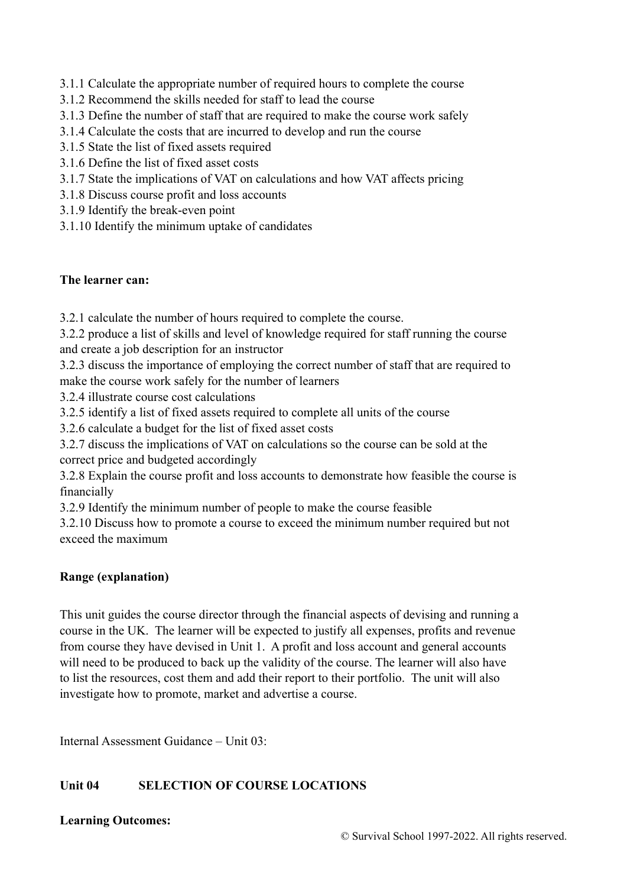3.1.1 Calculate the appropriate number of required hours to complete the course
3.1.2 Recommend the skills needed for staff to lead the course
3.1.3 Define the number of staff that are required to make the course work safely
3.1.4 Calculate the costs that are incurred to develop and run the course
3.1.5 State the list of fixed assets required
3.1.6 Define the list of fixed asset costs
3.1.7 State the implications of VAT on calculations and how VAT affects pricing
3.1.8 Discuss course profit and loss accounts
3.1.9 Identify the break-even point
3.1.10 Identify the minimum uptake of candidates

**The learner can:**

3.2.1 calculate the number of hours required to complete the course.
3.2.2 produce a list of skills and level of knowledge required for staff running the course and create a job description for an instructor
3.2.3 discuss the importance of employing the correct number of staff that are required to make the course work safely for the number of learners
3.2.4 illustrate course cost calculations
3.2.5 identify a list of fixed assets required to complete all units of the course
3.2.6 calculate a budget for the list of fixed asset costs
3.2.7 discuss the implications of VAT on calculations so the course can be sold at the correct price and budgeted accordingly
3.2.8 Explain the course profit and loss accounts to demonstrate how feasible the course is financially
3.2.9 Identify the minimum number of people to make the course feasible
3.2.10 Discuss how to promote a course to exceed the minimum number required but not exceed the maximum

**Range (explanation)**

This unit guides the course director through the financial aspects of devising and running a course in the UK. The learner will be expected to justify all expenses, profits and revenue from course they have devised in Unit 1. A profit and loss account and general accounts will need to be produced to back up the validity of the course. The learner will also have to list the resources, cost them and add their report to their portfolio. The unit will also investigate how to promote, market and advertise a course.

Internal Assessment Guidance – Unit 03:

## Unit 04 SELECTION OF COURSE LOCATIONS

**Learning Outcomes:**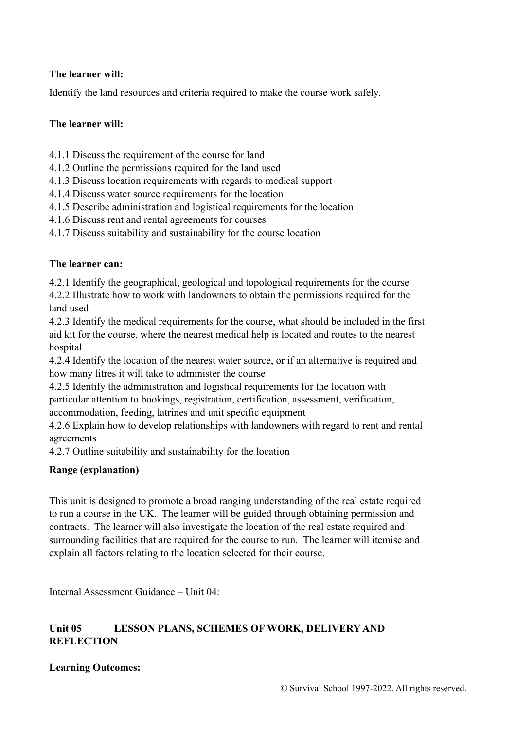**The learner will:**

Identify the land resources and criteria required to make the course work safely.

**The learner will:**

4.1.1 Discuss the requirement of the course for land
4.1.2 Outline the permissions required for the land used
4.1.3 Discuss location requirements with regards to medical support
4.1.4 Discuss water source requirements for the location
4.1.5 Describe administration and logistical requirements for the location
4.1.6 Discuss rent and rental agreements for courses
4.1.7 Discuss suitability and sustainability for the course location

**The learner can:**

4.2.1 Identify the geographical, geological and topological requirements for the course
4.2.2 Illustrate how to work with landowners to obtain the permissions required for the land used
4.2.3 Identify the medical requirements for the course, what should be included in the first aid kit for the course, where the nearest medical help is located and routes to the nearest hospital
4.2.4 Identify the location of the nearest water source, or if an alternative is required and how many litres it will take to administer the course
4.2.5 Identify the administration and logistical requirements for the location with particular attention to bookings, registration, certification, assessment, verification, accommodation, feeding, latrines and unit specific equipment
4.2.6 Explain how to develop relationships with landowners with regard to rent and rental agreements
4.2.7 Outline suitability and sustainability for the location

**Range (explanation)**

This unit is designed to promote a broad ranging understanding of the real estate required to run a course in the UK. The learner will be guided through obtaining permission and contracts. The learner will also investigate the location of the real estate required and surrounding facilities that are required for the course to run. The learner will itemise and explain all factors relating to the location selected for their course.

Internal Assessment Guidance – Unit 04:

## Unit 05 LESSON PLANS, SCHEMES OF WORK, DELIVERY AND REFLECTION

**Learning Outcomes:**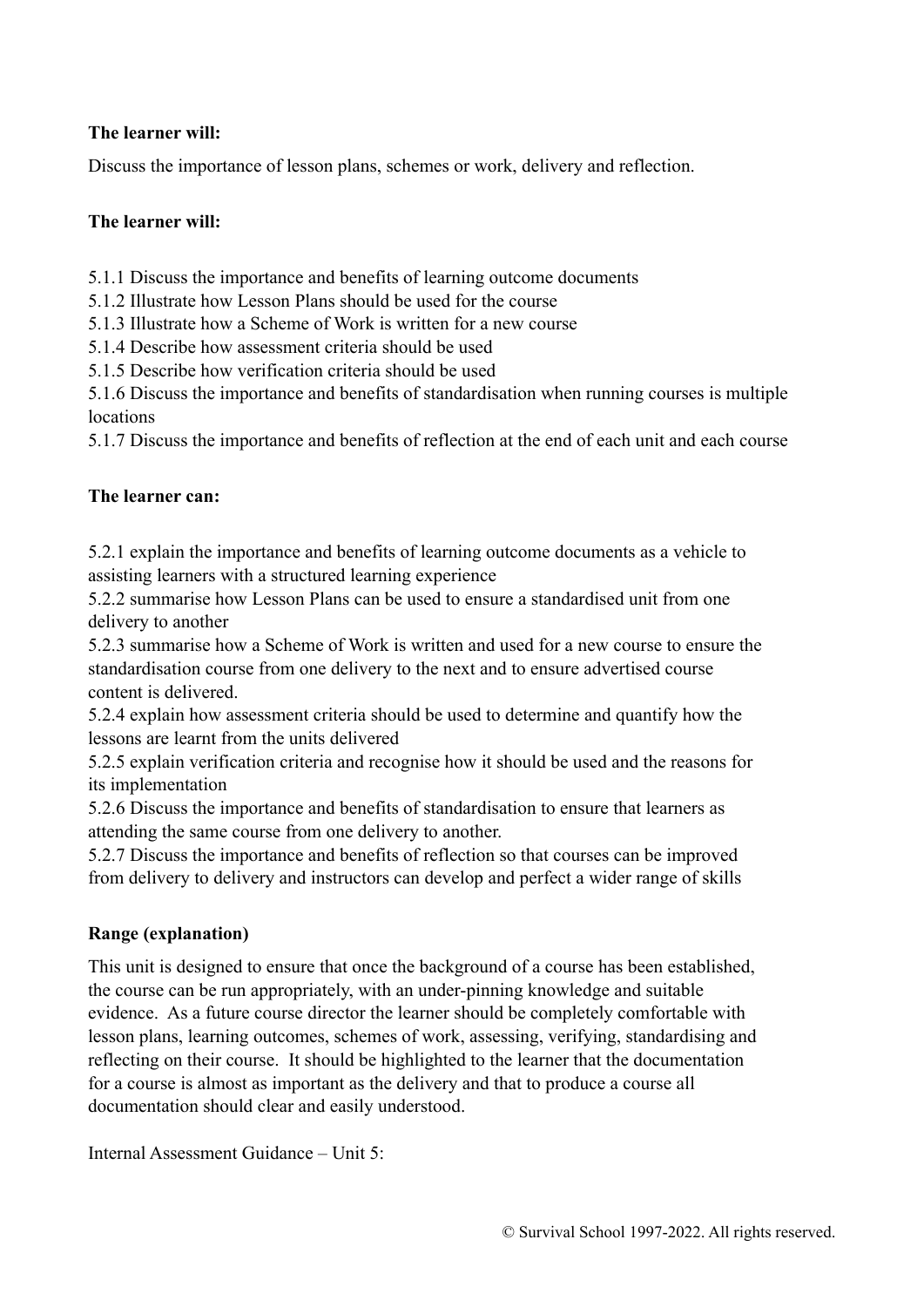**The learner will:**

Discuss the importance of lesson plans, schemes or work, delivery and reflection.

**The learner will:**

5.1.1 Discuss the importance and benefits of learning outcome documents
5.1.2 Illustrate how Lesson Plans should be used for the course
5.1.3 Illustrate how a Scheme of Work is written for a new course
5.1.4 Describe how assessment criteria should be used
5.1.5 Describe how verification criteria should be used
5.1.6 Discuss the importance and benefits of standardisation when running courses is multiple locations
5.1.7 Discuss the importance and benefits of reflection at the end of each unit and each course

**The learner can:**

5.2.1 explain the importance and benefits of learning outcome documents as a vehicle to assisting learners with a structured learning experience
5.2.2 summarise how Lesson Plans can be used to ensure a standardised unit from one delivery to another
5.2.3 summarise how a Scheme of Work is written and used for a new course to ensure the standardisation course from one delivery to the next and to ensure advertised course content is delivered.
5.2.4 explain how assessment criteria should be used to determine and quantify how the lessons are learnt from the units delivered
5.2.5 explain verification criteria and recognise how it should be used and the reasons for its implementation
5.2.6 Discuss the importance and benefits of standardisation to ensure that learners as attending the same course from one delivery to another.
5.2.7 Discuss the importance and benefits of reflection so that courses can be improved from delivery to delivery and instructors can develop and perfect a wider range of skills

**Range (explanation)**

This unit is designed to ensure that once the background of a course has been established, the course can be run appropriately, with an under-pinning knowledge and suitable evidence. As a future course director the learner should be completely comfortable with lesson plans, learning outcomes, schemes of work, assessing, verifying, standardising and reflecting on their course. It should be highlighted to the learner that the documentation for a course is almost as important as the delivery and that to produce a course all documentation should clear and easily understood.

Internal Assessment Guidance – Unit 5:

© Survival School 1997-2022. All rights reserved.